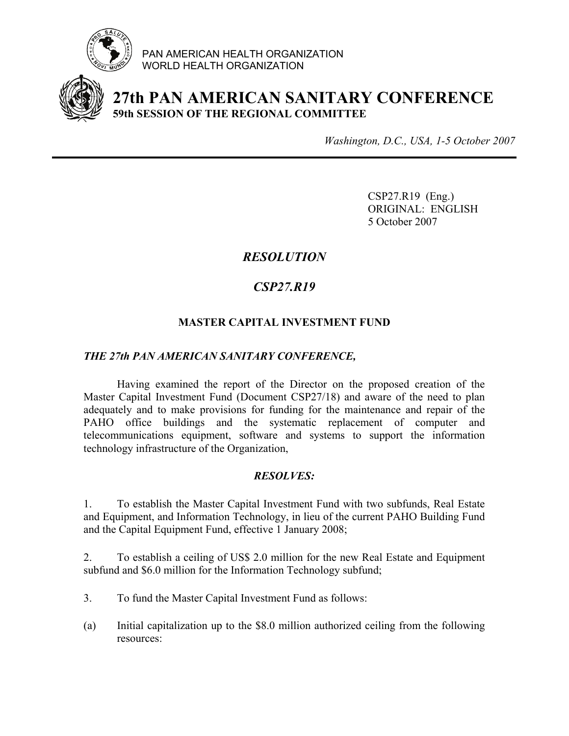PAN AMERICAN HEALTH ORGANIZATION
WORLD HEALTH ORGANIZATION

# 27th PAN AMERICAN SANITARY CONFERENCE

**59th SESSION OF THE REGIONAL COMMITTEE**

*Washington, D.C., USA, 1-5 October 2007*

---

CSP27.R19 (Eng.)
ORIGINAL: ENGLISH
5 October 2007

## *RESOLUTION*

## *CSP27.R19*

### MASTER CAPITAL INVESTMENT FUND

***THE 27th PAN AMERICAN SANITARY CONFERENCE,***

Having examined the report of the Director on the proposed creation of the Master Capital Investment Fund (Document CSP27/18) and aware of the need to plan adequately and to make provisions for funding for the maintenance and repair of the PAHO office buildings and the systematic replacement of computer and telecommunications equipment, software and systems to support the information technology infrastructure of the Organization,

***RESOLVES:***

1. To establish the Master Capital Investment Fund with two subfunds, Real Estate and Equipment, and Information Technology, in lieu of the current PAHO Building Fund and the Capital Equipment Fund, effective 1 January 2008;

2. To establish a ceiling of US$ 2.0 million for the new Real Estate and Equipment subfund and $6.0 million for the Information Technology subfund;

3. To fund the Master Capital Investment Fund as follows:

(a) Initial capitalization up to the $8.0 million authorized ceiling from the following resources: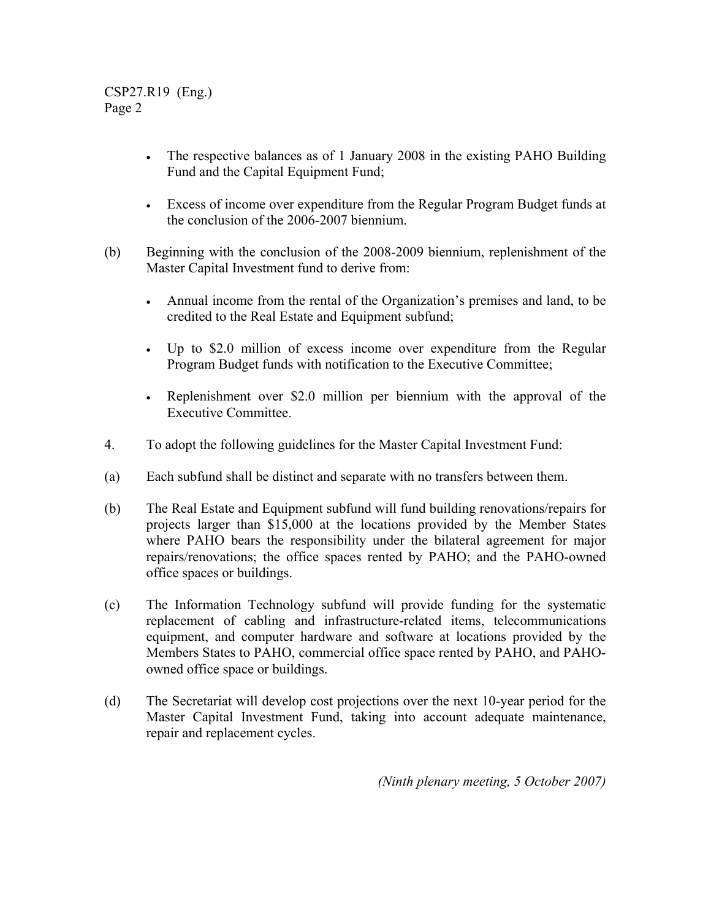- The respective balances as of 1 January 2008 in the existing PAHO Building Fund and the Capital Equipment Fund;

- Excess of income over expenditure from the Regular Program Budget funds at the conclusion of the 2006-2007 biennium.

(b) Beginning with the conclusion of the 2008-2009 biennium, replenishment of the Master Capital Investment fund to derive from:

- Annual income from the rental of the Organization's premises and land, to be credited to the Real Estate and Equipment subfund;

- Up to $2.0 million of excess income over expenditure from the Regular Program Budget funds with notification to the Executive Committee;

- Replenishment over $2.0 million per biennium with the approval of the Executive Committee.

4. To adopt the following guidelines for the Master Capital Investment Fund:

(a) Each subfund shall be distinct and separate with no transfers between them.

(b) The Real Estate and Equipment subfund will fund building renovations/repairs for projects larger than $15,000 at the locations provided by the Member States where PAHO bears the responsibility under the bilateral agreement for major repairs/renovations; the office spaces rented by PAHO; and the PAHO-owned office spaces or buildings.

(c) The Information Technology subfund will provide funding for the systematic replacement of cabling and infrastructure-related items, telecommunications equipment, and computer hardware and software at locations provided by the Members States to PAHO, commercial office space rented by PAHO, and PAHO-owned office space or buildings.

(d) The Secretariat will develop cost projections over the next 10-year period for the Master Capital Investment Fund, taking into account adequate maintenance, repair and replacement cycles.

*(Ninth plenary meeting, 5 October 2007)*